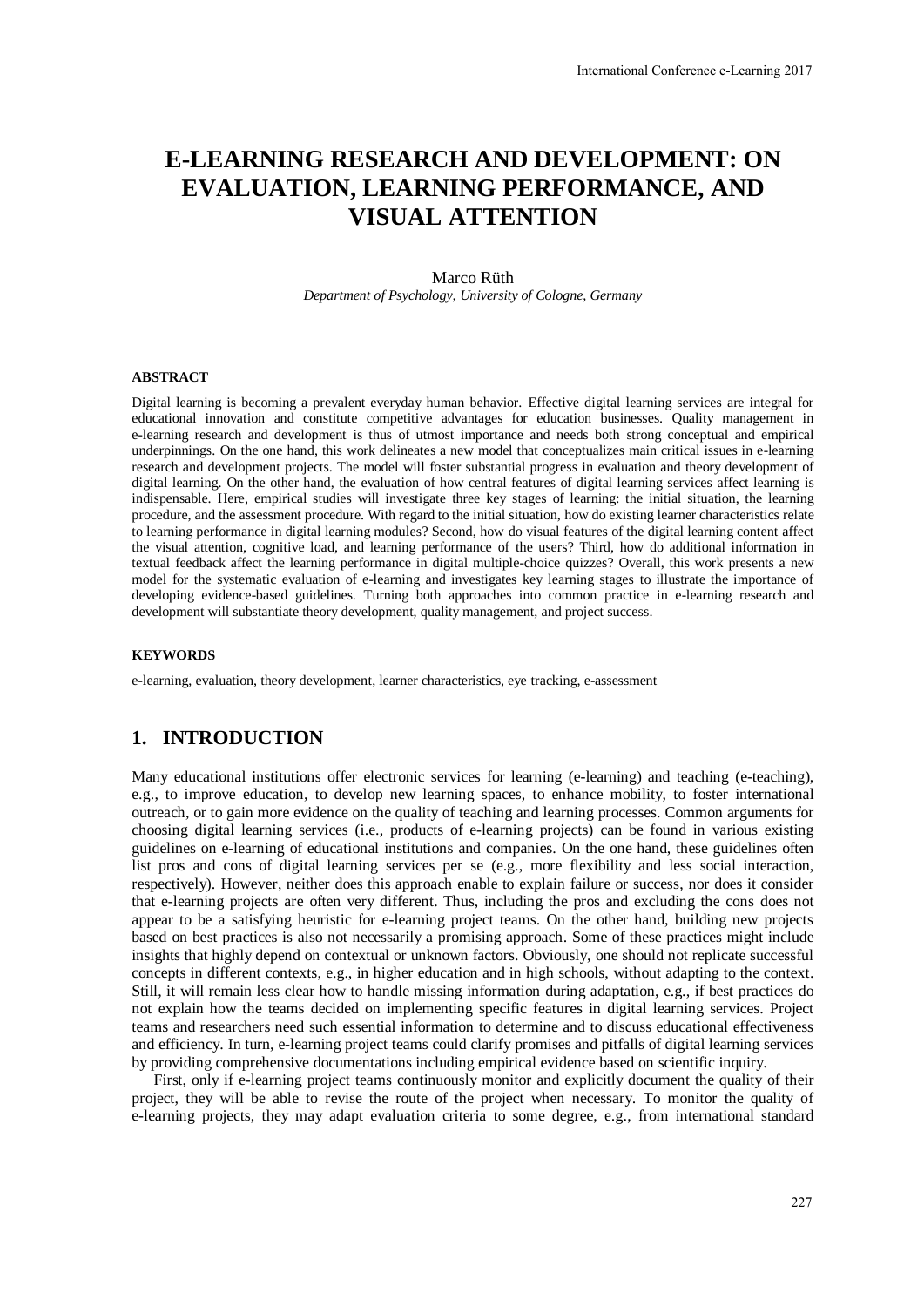# E-LEARNING RESEARCH AND DEVELOPMENT: ON EVALUATION, LEARNING PERFORMANCE, AND VISUAL ATTENTION

Marco Rüth

*Department of Psychology, University of Cologne, Germany*

#### ABSTRACT

Digital learning is becoming a prevalent everyday human behavior. Effective digital learning services are integral for educational innovation and constitute competitive advantages for education businesses. Quality management in e-learning research and development is thus of utmost importance and needs both strong conceptual and empirical underpinnings. On the one hand, this work delineates a new model that conceptualizes main critical issues in e-learning research and development projects. The model will foster substantial progress in evaluation and theory development of digital learning. On the other hand, the evaluation of how central features of digital learning services affect learning is indispensable. Here, empirical studies will investigate three key stages of learning: the initial situation, the learning procedure, and the assessment procedure. With regard to the initial situation, how do existing learner characteristics relate to learning performance in digital learning modules? Second, how do visual features of the digital learning content affect the visual attention, cognitive load, and learning performance of the users? Third, how do additional information in textual feedback affect the learning performance in digital multiple-choice quizzes? Overall, this work presents a new model for the systematic evaluation of e-learning and investigates key learning stages to illustrate the importance of developing evidence-based guidelines. Turning both approaches into common practice in e-learning research and development will substantiate theory development, quality management, and project success.

#### KEYWORDS

e-learning, evaluation, theory development, learner characteristics, eye tracking, e-assessment

## 1. INTRODUCTION

Many educational institutions offer electronic services for learning (e-learning) and teaching (e-teaching), e.g., to improve education, to develop new learning spaces, to enhance mobility, to foster international outreach, or to gain more evidence on the quality of teaching and learning processes. Common arguments for choosing digital learning services (i.e., products of e-learning projects) can be found in various existing guidelines on e-learning of educational institutions and companies. On the one hand, these guidelines often list pros and cons of digital learning services per se (e.g., more flexibility and less social interaction, respectively). However, neither does this approach enable to explain failure or success, nor does it consider that e-learning projects are often very different. Thus, including the pros and excluding the cons does not appear to be a satisfying heuristic for e-learning project teams. On the other hand, building new projects based on best practices is also not necessarily a promising approach. Some of these practices might include insights that highly depend on contextual or unknown factors. Obviously, one should not replicate successful concepts in different contexts, e.g., in higher education and in high schools, without adapting to the context. Still, it will remain less clear how to handle missing information during adaptation, e.g., if best practices do not explain how the teams decided on implementing specific features in digital learning services. Project teams and researchers need such essential information to determine and to discuss educational effectiveness and efficiency. In turn, e-learning project teams could clarify promises and pitfalls of digital learning services by providing comprehensive documentations including empirical evidence based on scientific inquiry.

First, only if e-learning project teams continuously monitor and explicitly document the quality of their project, they will be able to revise the route of the project when necessary. To monitor the quality of e-learning projects, they may adapt evaluation criteria to some degree, e.g., from international standard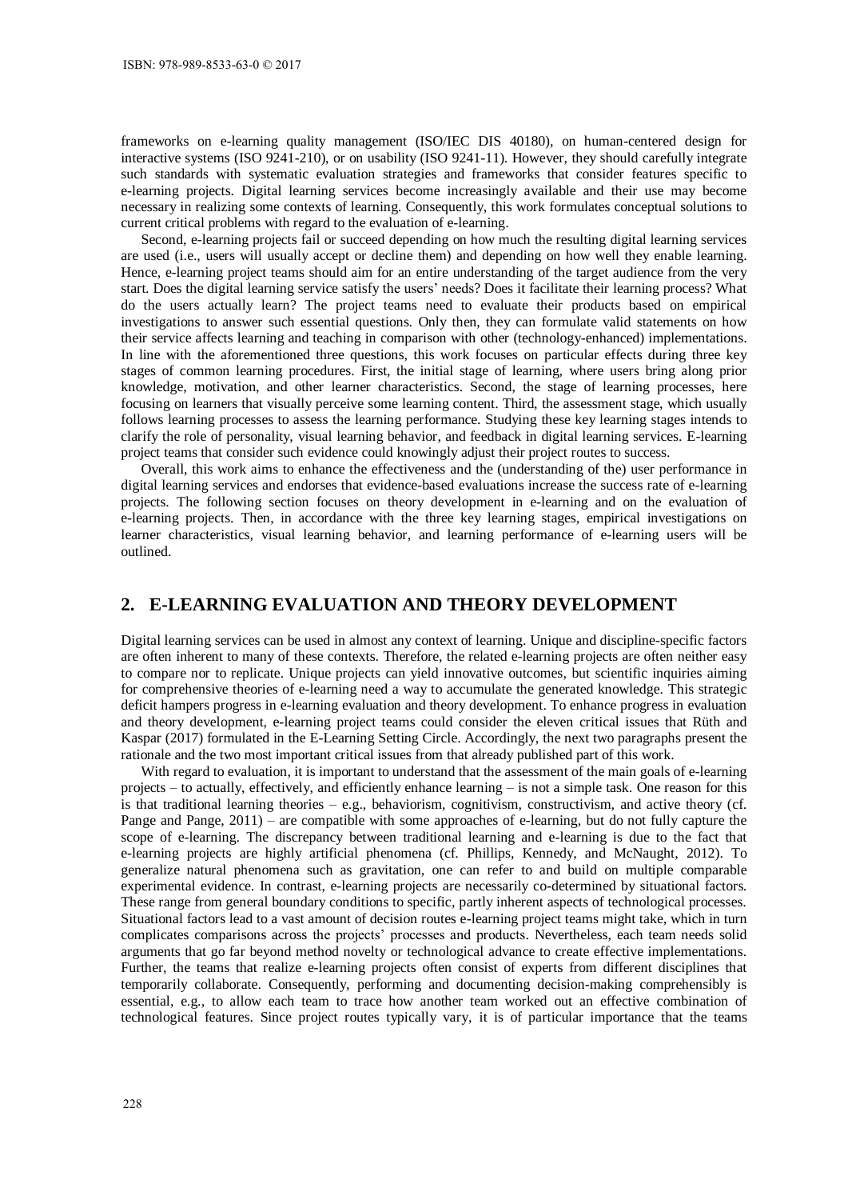frameworks on e-learning quality management (ISO/IEC DIS 40180), on human-centered design for interactive systems (ISO 9241-210), or on usability (ISO 9241-11). However, they should carefully integrate such standards with systematic evaluation strategies and frameworks that consider features specific to e-learning projects. Digital learning services become increasingly available and their use may become necessary in realizing some contexts of learning. Consequently, this work formulates conceptual solutions to current critical problems with regard to the evaluation of e-learning.

Second, e-learning projects fail or succeed depending on how much the resulting digital learning services are used (i.e., users will usually accept or decline them) and depending on how well they enable learning. Hence, e-learning project teams should aim for an entire understanding of the target audience from the very start. Does the digital learning service satisfy the users' needs? Does it facilitate their learning process? What do the users actually learn? The project teams need to evaluate their products based on empirical investigations to answer such essential questions. Only then, they can formulate valid statements on how their service affects learning and teaching in comparison with other (technology-enhanced) implementations. In line with the aforementioned three questions, this work focuses on particular effects during three key stages of common learning procedures. First, the initial stage of learning, where users bring along prior knowledge, motivation, and other learner characteristics. Second, the stage of learning processes, here focusing on learners that visually perceive some learning content. Third, the assessment stage, which usually follows learning processes to assess the learning performance. Studying these key learning stages intends to clarify the role of personality, visual learning behavior, and feedback in digital learning services. E-learning project teams that consider such evidence could knowingly adjust their project routes to success.

Overall, this work aims to enhance the effectiveness and the (understanding of the) user performance in digital learning services and endorses that evidence-based evaluations increase the success rate of e-learning projects. The following section focuses on theory development in e-learning and on the evaluation of e-learning projects. Then, in accordance with the three key learning stages, empirical investigations on learner characteristics, visual learning behavior, and learning performance of e-learning users will be outlined.

## 2. E-LEARNING EVALUATION AND THEORY DEVELOPMENT

Digital learning services can be used in almost any context of learning. Unique and discipline-specific factors are often inherent to many of these contexts. Therefore, the related e-learning projects are often neither easy to compare nor to replicate. Unique projects can yield innovative outcomes, but scientific inquiries aiming for comprehensive theories of e-learning need a way to accumulate the generated knowledge. This strategic deficit hampers progress in e-learning evaluation and theory development. To enhance progress in evaluation and theory development, e-learning project teams could consider the eleven critical issues that Rüth and Kaspar (2017) formulated in the E-Learning Setting Circle. Accordingly, the next two paragraphs present the rationale and the two most important critical issues from that already published part of this work.

With regard to evaluation, it is important to understand that the assessment of the main goals of e-learning projects – to actually, effectively, and efficiently enhance learning – is not a simple task. One reason for this is that traditional learning theories – e.g., behaviorism, cognitivism, constructivism, and active theory (cf. Pange and Pange, 2011) – are compatible with some approaches of e-learning, but do not fully capture the scope of e-learning. The discrepancy between traditional learning and e-learning is due to the fact that e-learning projects are highly artificial phenomena (cf. Phillips, Kennedy, and McNaught, 2012). To generalize natural phenomena such as gravitation, one can refer to and build on multiple comparable experimental evidence. In contrast, e-learning projects are necessarily co-determined by situational factors. These range from general boundary conditions to specific, partly inherent aspects of technological processes. Situational factors lead to a vast amount of decision routes e-learning project teams might take, which in turn complicates comparisons across the projects' processes and products. Nevertheless, each team needs solid arguments that go far beyond method novelty or technological advance to create effective implementations. Further, the teams that realize e-learning projects often consist of experts from different disciplines that temporarily collaborate. Consequently, performing and documenting decision-making comprehensibly is essential, e.g., to allow each team to trace how another team worked out an effective combination of technological features. Since project routes typically vary, it is of particular importance that the teams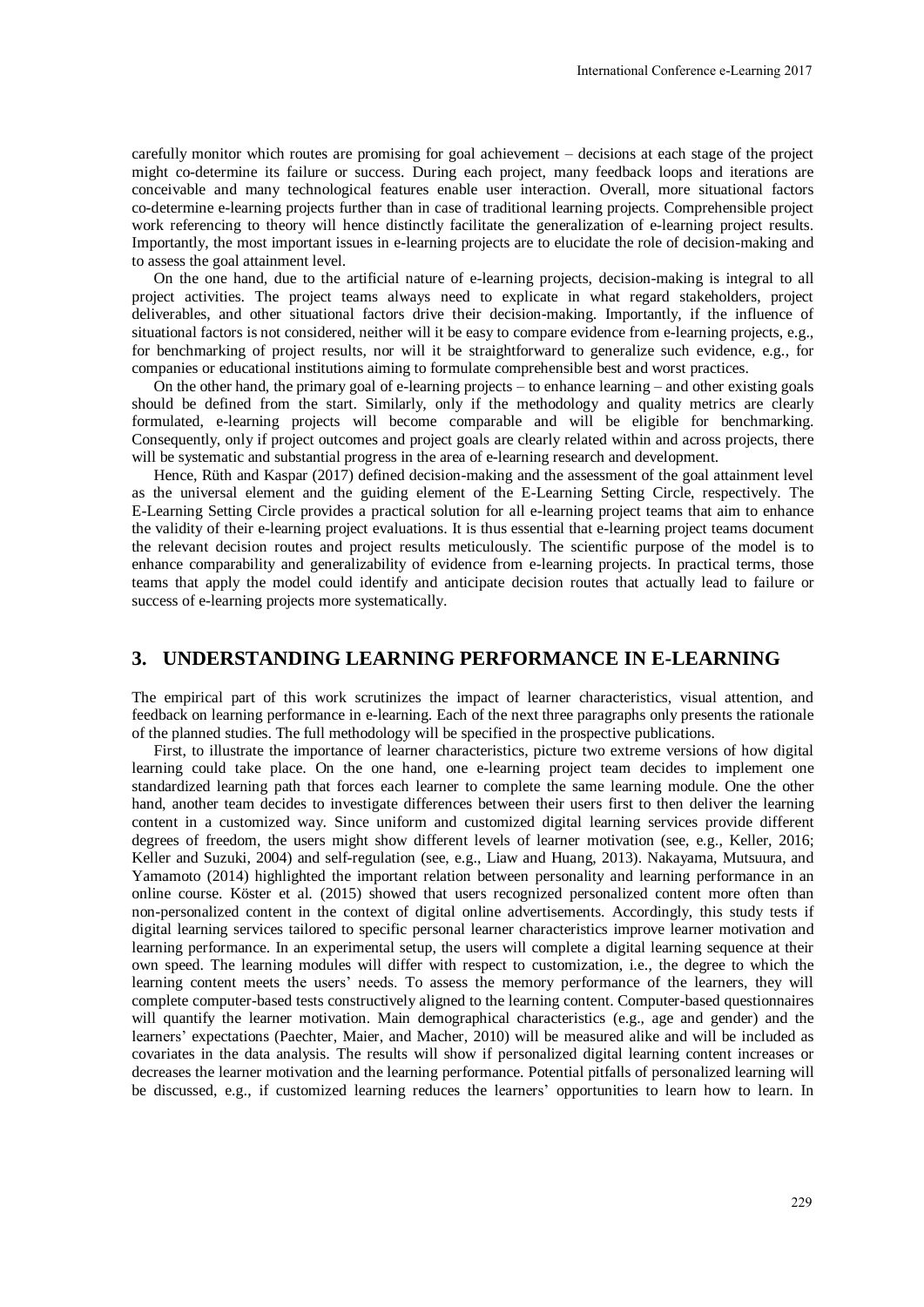carefully monitor which routes are promising for goal achievement – decisions at each stage of the project might co-determine its failure or success. During each project, many feedback loops and iterations are conceivable and many technological features enable user interaction. Overall, more situational factors co-determine e-learning projects further than in case of traditional learning projects. Comprehensible project work referencing to theory will hence distinctly facilitate the generalization of e-learning project results. Importantly, the most important issues in e-learning projects are to elucidate the role of decision-making and to assess the goal attainment level.

On the one hand, due to the artificial nature of e-learning projects, decision-making is integral to all project activities. The project teams always need to explicate in what regard stakeholders, project deliverables, and other situational factors drive their decision-making. Importantly, if the influence of situational factors is not considered, neither will it be easy to compare evidence from e-learning projects, e.g., for benchmarking of project results, nor will it be straightforward to generalize such evidence, e.g., for companies or educational institutions aiming to formulate comprehensible best and worst practices.

On the other hand, the primary goal of e-learning projects – to enhance learning – and other existing goals should be defined from the start. Similarly, only if the methodology and quality metrics are clearly formulated, e-learning projects will become comparable and will be eligible for benchmarking. Consequently, only if project outcomes and project goals are clearly related within and across projects, there will be systematic and substantial progress in the area of e-learning research and development.

Hence, Rüth and Kaspar (2017) defined decision-making and the assessment of the goal attainment level as the universal element and the guiding element of the E-Learning Setting Circle, respectively. The E-Learning Setting Circle provides a practical solution for all e-learning project teams that aim to enhance the validity of their e-learning project evaluations. It is thus essential that e-learning project teams document the relevant decision routes and project results meticulously. The scientific purpose of the model is to enhance comparability and generalizability of evidence from e-learning projects. In practical terms, those teams that apply the model could identify and anticipate decision routes that actually lead to failure or success of e-learning projects more systematically.

## 3. UNDERSTANDING LEARNING PERFORMANCE IN E-LEARNING

The empirical part of this work scrutinizes the impact of learner characteristics, visual attention, and feedback on learning performance in e-learning. Each of the next three paragraphs only presents the rationale of the planned studies. The full methodology will be specified in the prospective publications.

First, to illustrate the importance of learner characteristics, picture two extreme versions of how digital learning could take place. On the one hand, one e-learning project team decides to implement one standardized learning path that forces each learner to complete the same learning module. One the other hand, another team decides to investigate differences between their users first to then deliver the learning content in a customized way. Since uniform and customized digital learning services provide different degrees of freedom, the users might show different levels of learner motivation (see, e.g., Keller, 2016; Keller and Suzuki, 2004) and self-regulation (see, e.g., Liaw and Huang, 2013). Nakayama, Mutsuura, and Yamamoto (2014) highlighted the important relation between personality and learning performance in an online course. Köster et al. (2015) showed that users recognized personalized content more often than non-personalized content in the context of digital online advertisements. Accordingly, this study tests if digital learning services tailored to specific personal learner characteristics improve learner motivation and learning performance. In an experimental setup, the users will complete a digital learning sequence at their own speed. The learning modules will differ with respect to customization, i.e., the degree to which the learning content meets the users' needs. To assess the memory performance of the learners, they will complete computer-based tests constructively aligned to the learning content. Computer-based questionnaires will quantify the learner motivation. Main demographical characteristics (e.g., age and gender) and the learners' expectations (Paechter, Maier, and Macher, 2010) will be measured alike and will be included as covariates in the data analysis. The results will show if personalized digital learning content increases or decreases the learner motivation and the learning performance. Potential pitfalls of personalized learning will be discussed, e.g., if customized learning reduces the learners' opportunities to learn how to learn. In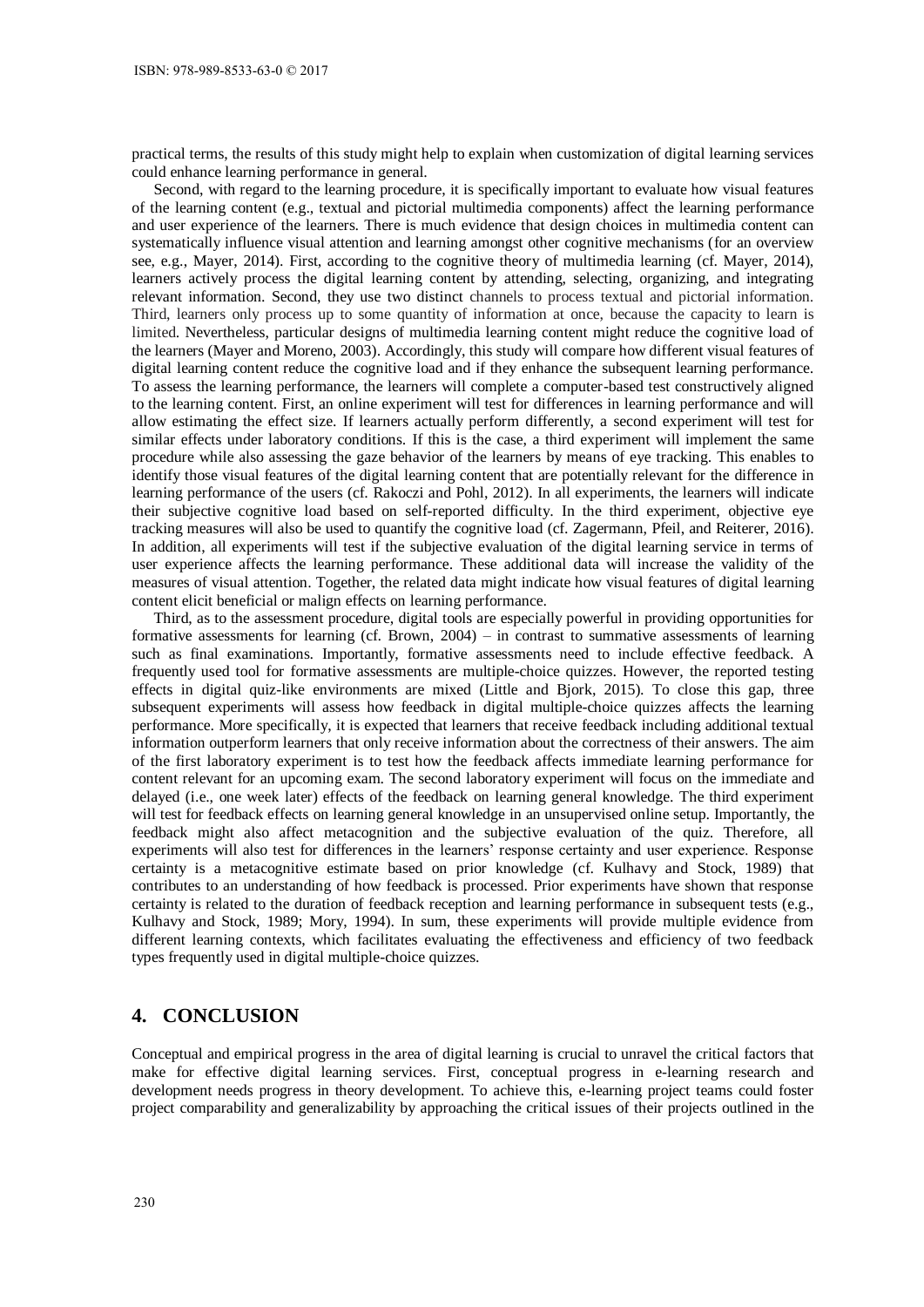practical terms, the results of this study might help to explain when customization of digital learning services could enhance learning performance in general.

Second, with regard to the learning procedure, it is specifically important to evaluate how visual features of the learning content (e.g., textual and pictorial multimedia components) affect the learning performance and user experience of the learners. There is much evidence that design choices in multimedia content can systematically influence visual attention and learning amongst other cognitive mechanisms (for an overview see, e.g., Mayer, 2014). First, according to the cognitive theory of multimedia learning (cf. Mayer, 2014), learners actively process the digital learning content by attending, selecting, organizing, and integrating relevant information. Second, they use two distinct channels to process textual and pictorial information. Third, learners only process up to some quantity of information at once, because the capacity to learn is limited. Nevertheless, particular designs of multimedia learning content might reduce the cognitive load of the learners (Mayer and Moreno, 2003). Accordingly, this study will compare how different visual features of digital learning content reduce the cognitive load and if they enhance the subsequent learning performance. To assess the learning performance, the learners will complete a computer-based test constructively aligned to the learning content. First, an online experiment will test for differences in learning performance and will allow estimating the effect size. If learners actually perform differently, a second experiment will test for similar effects under laboratory conditions. If this is the case, a third experiment will implement the same procedure while also assessing the gaze behavior of the learners by means of eye tracking. This enables to identify those visual features of the digital learning content that are potentially relevant for the difference in learning performance of the users (cf. Rakoczi and Pohl, 2012). In all experiments, the learners will indicate their subjective cognitive load based on self-reported difficulty. In the third experiment, objective eye tracking measures will also be used to quantify the cognitive load (cf. Zagermann, Pfeil, and Reiterer, 2016). In addition, all experiments will test if the subjective evaluation of the digital learning service in terms of user experience affects the learning performance. These additional data will increase the validity of the measures of visual attention. Together, the related data might indicate how visual features of digital learning content elicit beneficial or malign effects on learning performance.

Third, as to the assessment procedure, digital tools are especially powerful in providing opportunities for formative assessments for learning (cf. Brown, 2004) – in contrast to summative assessments of learning such as final examinations. Importantly, formative assessments need to include effective feedback. A frequently used tool for formative assessments are multiple-choice quizzes. However, the reported testing effects in digital quiz-like environments are mixed (Little and Bjork, 2015). To close this gap, three subsequent experiments will assess how feedback in digital multiple-choice quizzes affects the learning performance. More specifically, it is expected that learners that receive feedback including additional textual information outperform learners that only receive information about the correctness of their answers. The aim of the first laboratory experiment is to test how the feedback affects immediate learning performance for content relevant for an upcoming exam. The second laboratory experiment will focus on the immediate and delayed (i.e., one week later) effects of the feedback on learning general knowledge. The third experiment will test for feedback effects on learning general knowledge in an unsupervised online setup. Importantly, the feedback might also affect metacognition and the subjective evaluation of the quiz. Therefore, all experiments will also test for differences in the learners' response certainty and user experience. Response certainty is a metacognitive estimate based on prior knowledge (cf. Kulhavy and Stock, 1989) that contributes to an understanding of how feedback is processed. Prior experiments have shown that response certainty is related to the duration of feedback reception and learning performance in subsequent tests (e.g., Kulhavy and Stock, 1989; Mory, 1994). In sum, these experiments will provide multiple evidence from different learning contexts, which facilitates evaluating the effectiveness and efficiency of two feedback types frequently used in digital multiple-choice quizzes.

## 4. CONCLUSION

Conceptual and empirical progress in the area of digital learning is crucial to unravel the critical factors that make for effective digital learning services. First, conceptual progress in e-learning research and development needs progress in theory development. To achieve this, e-learning project teams could foster project comparability and generalizability by approaching the critical issues of their projects outlined in the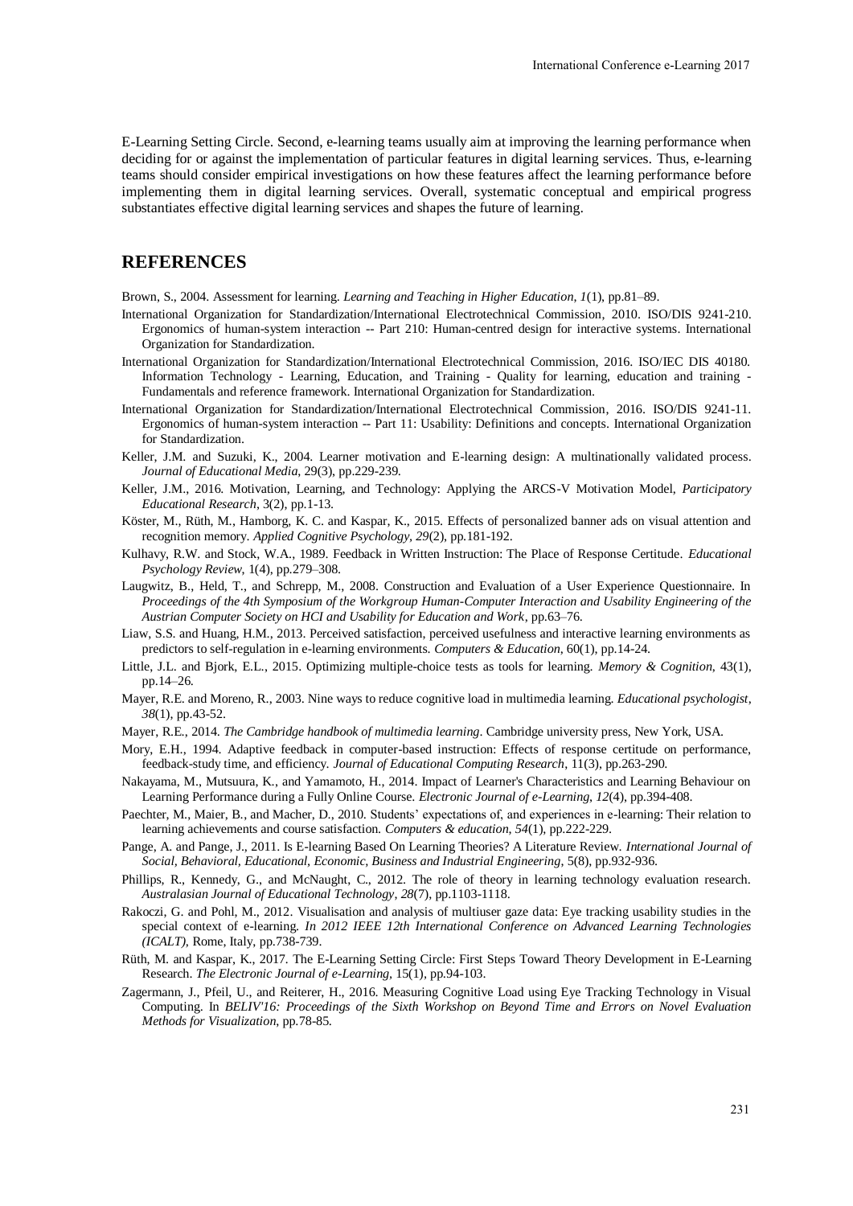E-Learning Setting Circle. Second, e-learning teams usually aim at improving the learning performance when deciding for or against the implementation of particular features in digital learning services. Thus, e-learning teams should consider empirical investigations on how these features affect the learning performance before implementing them in digital learning services. Overall, systematic conceptual and empirical progress substantiates effective digital learning services and shapes the future of learning.

## REFERENCES

Brown, S., 2004. Assessment for learning. *Learning and Teaching in Higher Education, 1*(1), pp.81–89.

International Organization for Standardization/International Electrotechnical Commission, 2010. ISO/DIS 9241-210. Ergonomics of human-system interaction -- Part 210: Human-centred design for interactive systems. International Organization for Standardization.

International Organization for Standardization/International Electrotechnical Commission, 2016. ISO/IEC DIS 40180. Information Technology - Learning, Education, and Training - Quality for learning, education and training - Fundamentals and reference framework. International Organization for Standardization.

International Organization for Standardization/International Electrotechnical Commission, 2016. ISO/DIS 9241-11. Ergonomics of human-system interaction -- Part 11: Usability: Definitions and concepts. International Organization for Standardization.

Keller, J.M. and Suzuki, K., 2004. Learner motivation and E-learning design: A multinationally validated process. *Journal of Educational Media*, 29(3), pp.229-239.

Keller, J.M., 2016. Motivation, Learning, and Technology: Applying the ARCS-V Motivation Model, *Participatory Educational Research*, 3(2), pp.1-13.

Köster, M., Rüth, M., Hamborg, K. C. and Kaspar, K., 2015. Effects of personalized banner ads on visual attention and recognition memory. *Applied Cognitive Psychology, 29*(2), pp.181-192.

Kulhavy, R.W. and Stock, W.A., 1989. Feedback in Written Instruction: The Place of Response Certitude. *Educational Psychology Review*, 1(4), pp.279–308.

Laugwitz, B., Held, T., and Schrepp, M., 2008. Construction and Evaluation of a User Experience Questionnaire. In *Proceedings of the 4th Symposium of the Workgroup Human-Computer Interaction and Usability Engineering of the Austrian Computer Society on HCI and Usability for Education and Work*, pp.63–76.

Liaw, S.S. and Huang, H.M., 2013. Perceived satisfaction, perceived usefulness and interactive learning environments as predictors to self-regulation in e-learning environments. *Computers & Education*, 60(1), pp.14-24.

Little, J.L. and Bjork, E.L., 2015. Optimizing multiple-choice tests as tools for learning. *Memory & Cognition*, 43(1), pp.14–26.

Mayer, R.E. and Moreno, R., 2003. Nine ways to reduce cognitive load in multimedia learning. *Educational psychologist, 38*(1), pp.43-52.

Mayer, R.E., 2014. *The Cambridge handbook of multimedia learning*. Cambridge university press, New York, USA.

Mory, E.H., 1994. Adaptive feedback in computer-based instruction: Effects of response certitude on performance, feedback-study time, and efficiency. *Journal of Educational Computing Research*, 11(3), pp.263-290.

Nakayama, M., Mutsuura, K., and Yamamoto, H., 2014. Impact of Learner's Characteristics and Learning Behaviour on Learning Performance during a Fully Online Course. *Electronic Journal of e-Learning*, *12*(4), pp.394-408.

Paechter, M., Maier, B., and Macher, D., 2010. Students' expectations of, and experiences in e-learning: Their relation to learning achievements and course satisfaction. *Computers & education, 54*(1), pp.222-229.

Pange, A. and Pange, J., 2011. Is E-learning Based On Learning Theories? A Literature Review. *International Journal of Social, Behavioral, Educational, Economic, Business and Industrial Engineering*, 5(8), pp.932-936.

Phillips, R., Kennedy, G., and McNaught, C., 2012. The role of theory in learning technology evaluation research. *Australasian Journal of Educational Technology, 28*(7), pp.1103-1118.

Rakoczi, G. and Pohl, M., 2012. Visualisation and analysis of multiuser gaze data: Eye tracking usability studies in the special context of e-learning. *In 2012 IEEE 12th International Conference on Advanced Learning Technologies (ICALT)*, Rome, Italy, pp.738-739.

Rüth, M. and Kaspar, K., 2017. The E-Learning Setting Circle: First Steps Toward Theory Development in E-Learning Research. *The Electronic Journal of e-Learning*, 15(1), pp.94-103.

Zagermann, J., Pfeil, U., and Reiterer, H., 2016. Measuring Cognitive Load using Eye Tracking Technology in Visual Computing. In *BELIV'16: Proceedings of the Sixth Workshop on Beyond Time and Errors on Novel Evaluation Methods for Visualization*, pp.78-85.